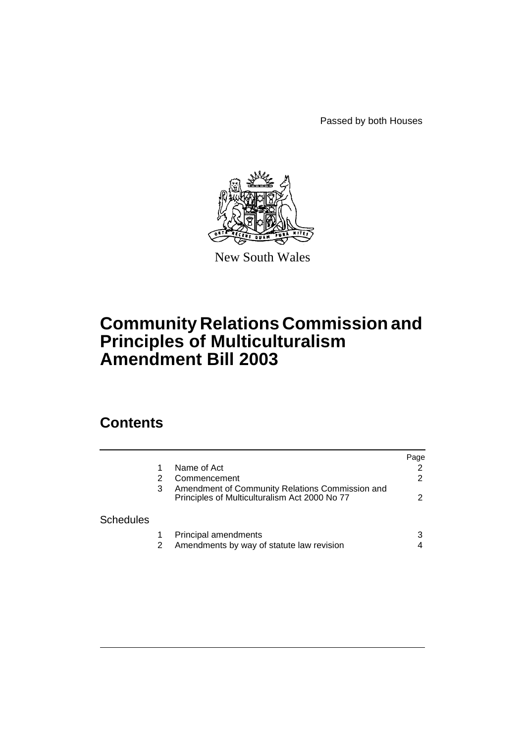Passed by both Houses

New South Wales

# Community Relations Commission and Principles of Multiculturalism Amendment Bill 2003

## Contents

| | | | Page |
|---|---|---|---|
| | 1 | Name of Act | 2 |
| | 2 | Commencement | 2 |
| | 3 | Amendment of Community Relations Commission and Principles of Multiculturalism Act 2000 No 77 | 2 |
| Schedules | | | |
| | 1 | Principal amendments | 3 |
| | 2 | Amendments by way of statute law revision | 4 |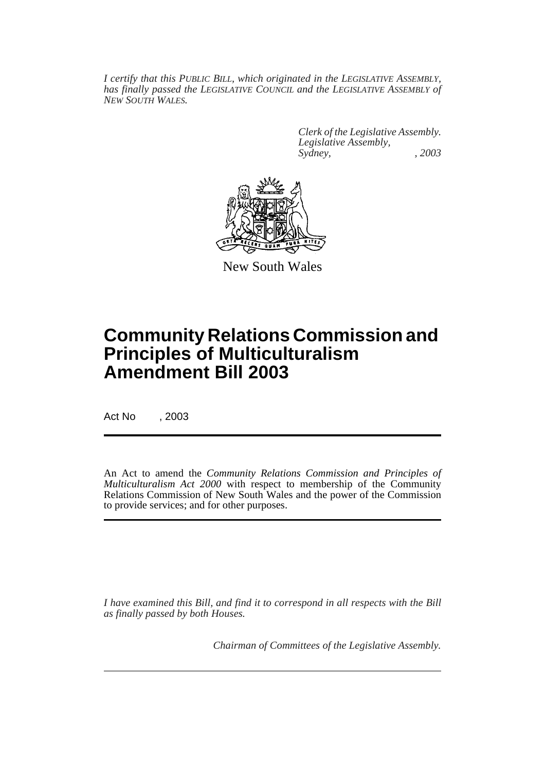*I certify that this PUBLIC BILL, which originated in the LEGISLATIVE ASSEMBLY, has finally passed the LEGISLATIVE COUNCIL and the LEGISLATIVE ASSEMBLY of NEW SOUTH WALES.*

*Clerk of the Legislative Assembly.*
*Legislative Assembly,*
*Sydney, , 2003*

New South Wales

# Community Relations Commission and Principles of Multiculturalism Amendment Bill 2003

Act No , 2003

An Act to amend the *Community Relations Commission and Principles of Multiculturalism Act 2000* with respect to membership of the Community Relations Commission of New South Wales and the power of the Commission to provide services; and for other purposes.

*I have examined this Bill, and find it to correspond in all respects with the Bill as finally passed by both Houses.*

*Chairman of Committees of the Legislative Assembly.*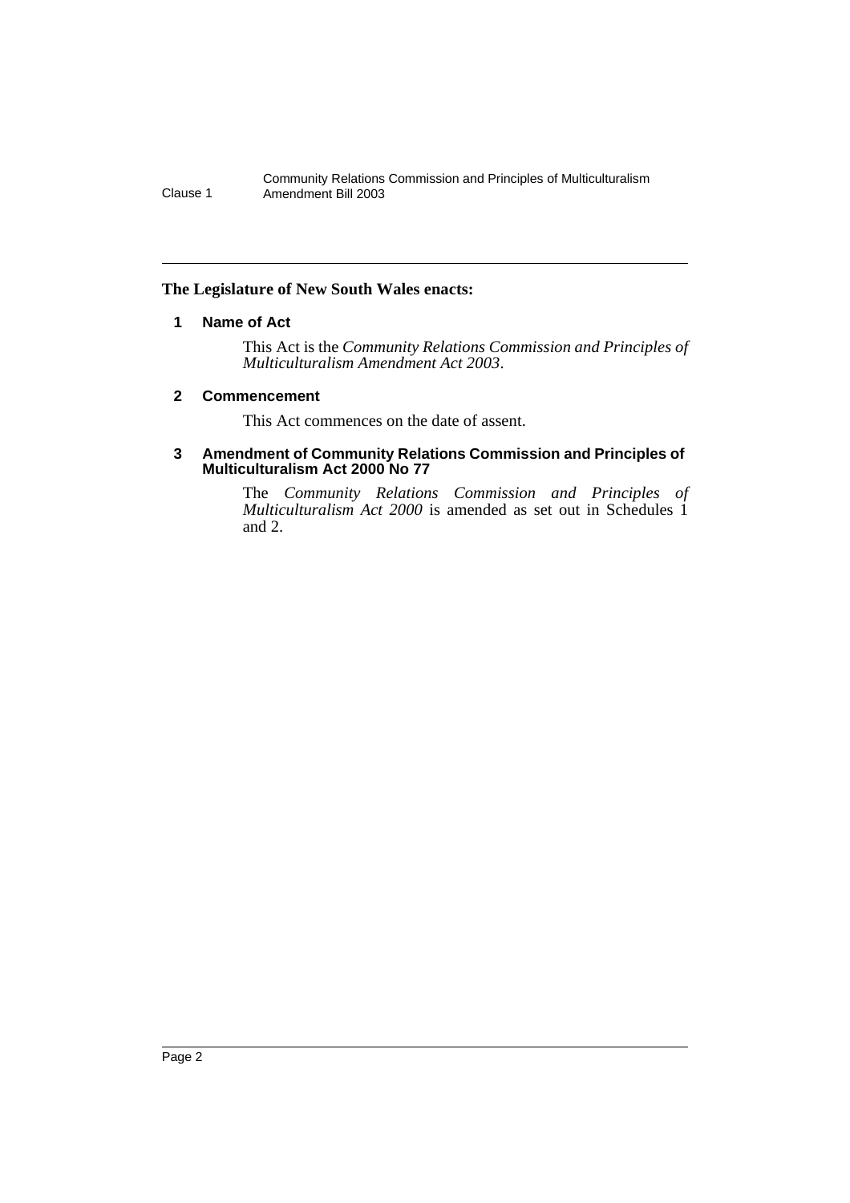**The Legislature of New South Wales enacts:**

### 1 Name of Act

This Act is the *Community Relations Commission and Principles of Multiculturalism Amendment Act 2003*.

### 2 Commencement

This Act commences on the date of assent.

### 3 Amendment of Community Relations Commission and Principles of Multiculturalism Act 2000 No 77

The *Community Relations Commission and Principles of Multiculturalism Act 2000* is amended as set out in Schedules 1 and 2.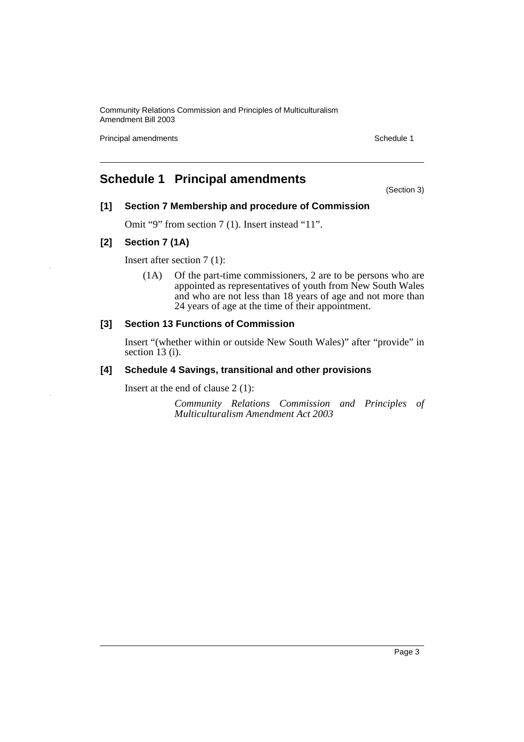# Schedule 1 Principal amendments

(Section 3)

### [1] Section 7 Membership and procedure of Commission

Omit "9" from section 7 (1). Insert instead "11".

### [2] Section 7 (1A)

Insert after section 7 (1):

(1A) Of the part-time commissioners, 2 are to be persons who are appointed as representatives of youth from New South Wales and who are not less than 18 years of age and not more than 24 years of age at the time of their appointment.

### [3] Section 13 Functions of Commission

Insert "(whether within or outside New South Wales)" after "provide" in section 13 (i).

### [4] Schedule 4 Savings, transitional and other provisions

Insert at the end of clause 2 (1):

*Community Relations Commission and Principles of Multiculturalism Amendment Act 2003*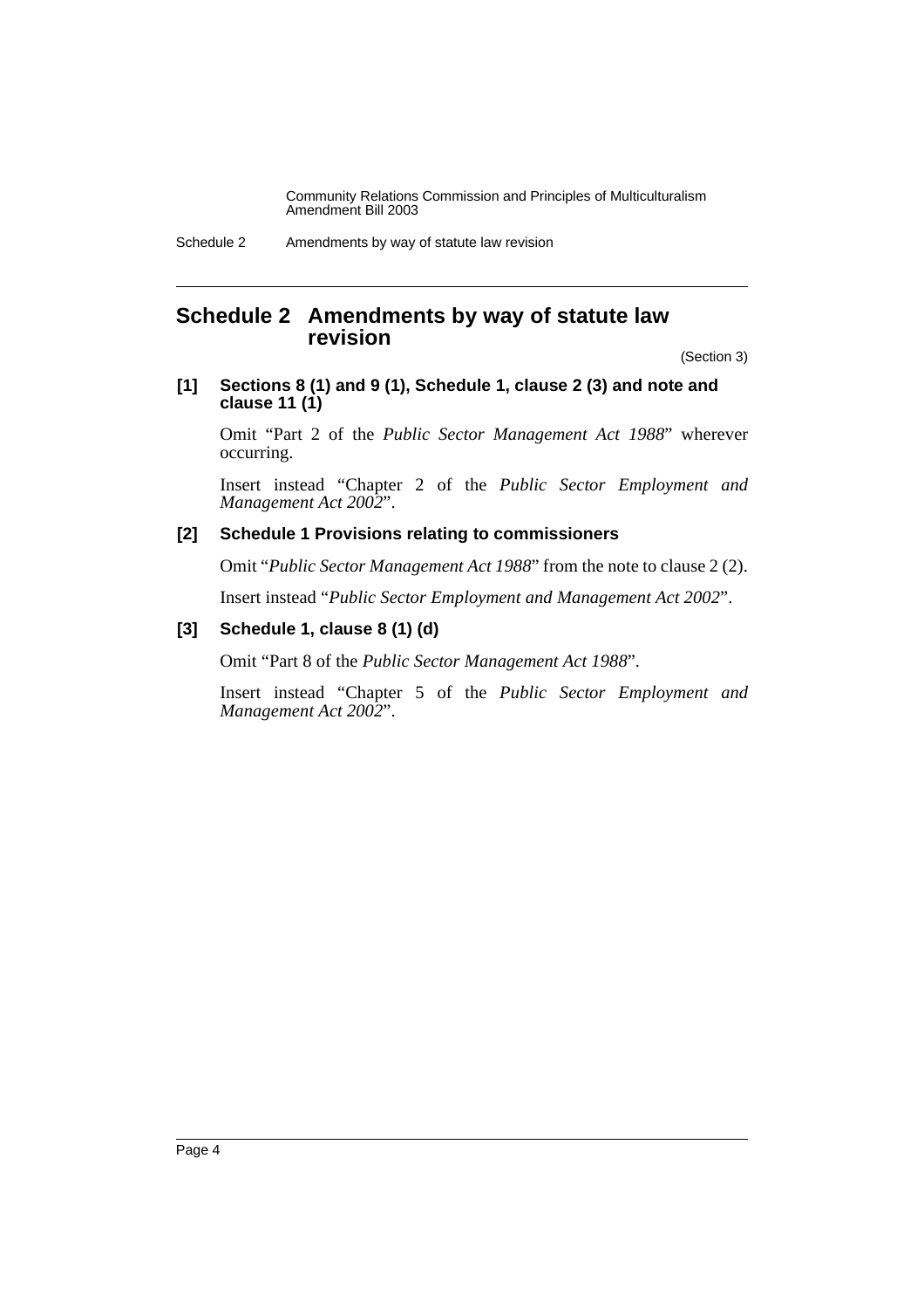## Schedule 2 Amendments by way of statute law revision

(Section 3)

### [1] Sections 8 (1) and 9 (1), Schedule 1, clause 2 (3) and note and clause 11 (1)

Omit "Part 2 of the *Public Sector Management Act 1988*" wherever occurring.

Insert instead "Chapter 2 of the *Public Sector Employment and Management Act 2002*".

### [2] Schedule 1 Provisions relating to commissioners

Omit "*Public Sector Management Act 1988*" from the note to clause 2 (2).

Insert instead "*Public Sector Employment and Management Act 2002*".

### [3] Schedule 1, clause 8 (1) (d)

Omit "Part 8 of the *Public Sector Management Act 1988*".

Insert instead "Chapter 5 of the *Public Sector Employment and Management Act 2002*".